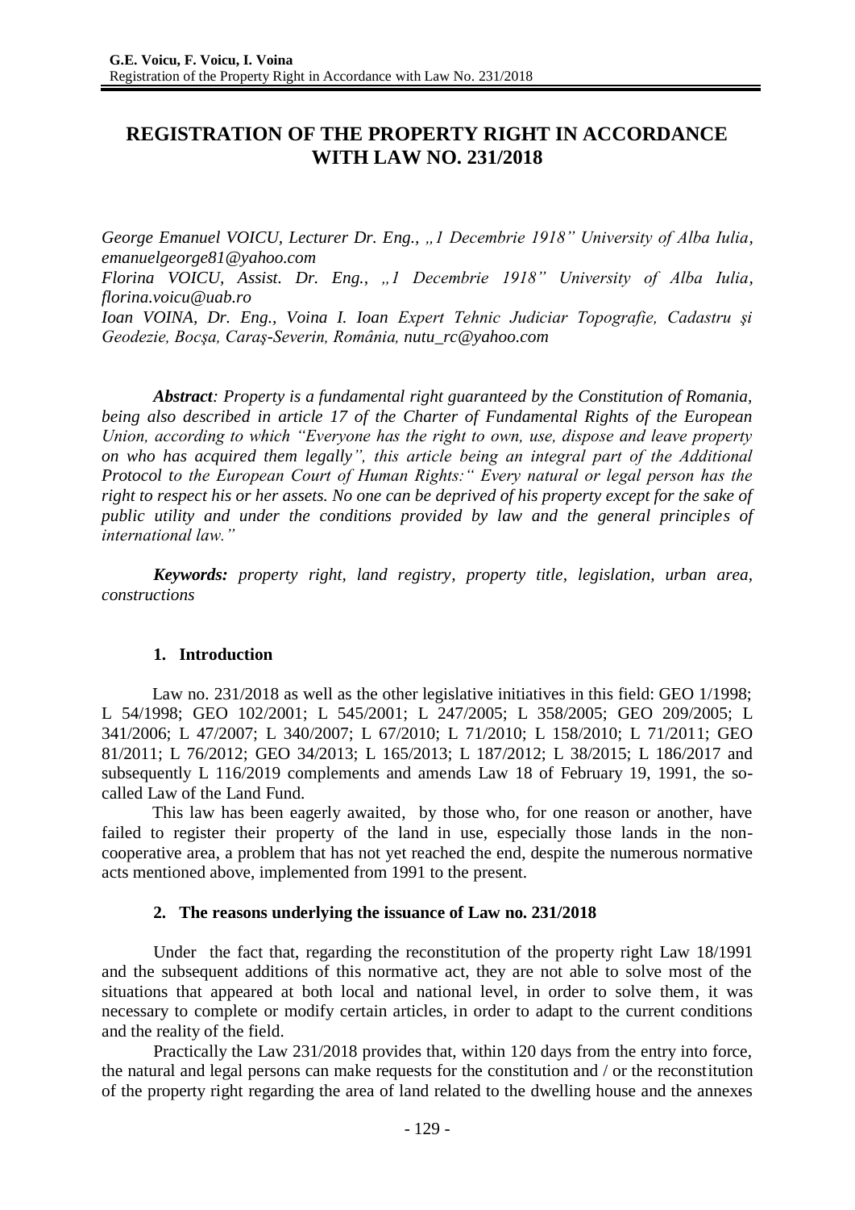# REGISTRATION OF THE PROPERTY RIGHT IN ACCORDANCE WITH LAW NO. 231/2018

*George Emanuel VOICU, Lecturer Dr. Eng., „1 Decembrie 1918" University of Alba Iulia, emanuelgeorge81@yahoo.com*
*Florina VOICU, Assist. Dr. Eng., „1 Decembrie 1918" University of Alba Iulia, florina.voicu@uab.ro*
*Ioan VOINA, Dr. Eng., Voina I. Ioan Expert Tehnic Judiciar Topografie, Cadastru şi Geodezie, Bocşa, Caraş-Severin, România, nutu_rc@yahoo.com*

***Abstract**: Property is a fundamental right guaranteed by the Constitution of Romania, being also described in article 17 of the Charter of Fundamental Rights of the European Union, according to which "Everyone has the right to own, use, dispose and leave property on who has acquired them legally", this article being an integral part of the Additional Protocol to the European Court of Human Rights:" Every natural or legal person has the right to respect his or her assets. No one can be deprived of his property except for the sake of public utility and under the conditions provided by law and the general principles of international law."*

***Keywords:** property right, land registry, property title, legislation, urban area, constructions*

## 1. Introduction

Law no. 231/2018 as well as the other legislative initiatives in this field: GEO 1/1998; L 54/1998; GEO 102/2001; L 545/2001; L 247/2005; L 358/2005; GEO 209/2005; L 341/2006; L 47/2007; L 340/2007; L 67/2010; L 71/2010; L 158/2010; L 71/2011; GEO 81/2011; L 76/2012; GEO 34/2013; L 165/2013; L 187/2012; L 38/2015; L 186/2017 and subsequently L 116/2019 complements and amends Law 18 of February 19, 1991, the so-called Law of the Land Fund.

This law has been eagerly awaited, by those who, for one reason or another, have failed to register their property of the land in use, especially those lands in the non-cooperative area, a problem that has not yet reached the end, despite the numerous normative acts mentioned above, implemented from 1991 to the present.

## 2. The reasons underlying the issuance of Law no. 231/2018

Under the fact that, regarding the reconstitution of the property right Law 18/1991 and the subsequent additions of this normative act, they are not able to solve most of the situations that appeared at both local and national level, in order to solve them, it was necessary to complete or modify certain articles, in order to adapt to the current conditions and the reality of the field.

Practically the Law 231/2018 provides that, within 120 days from the entry into force, the natural and legal persons can make requests for the constitution and / or the reconstitution of the property right regarding the area of land related to the dwelling house and the annexes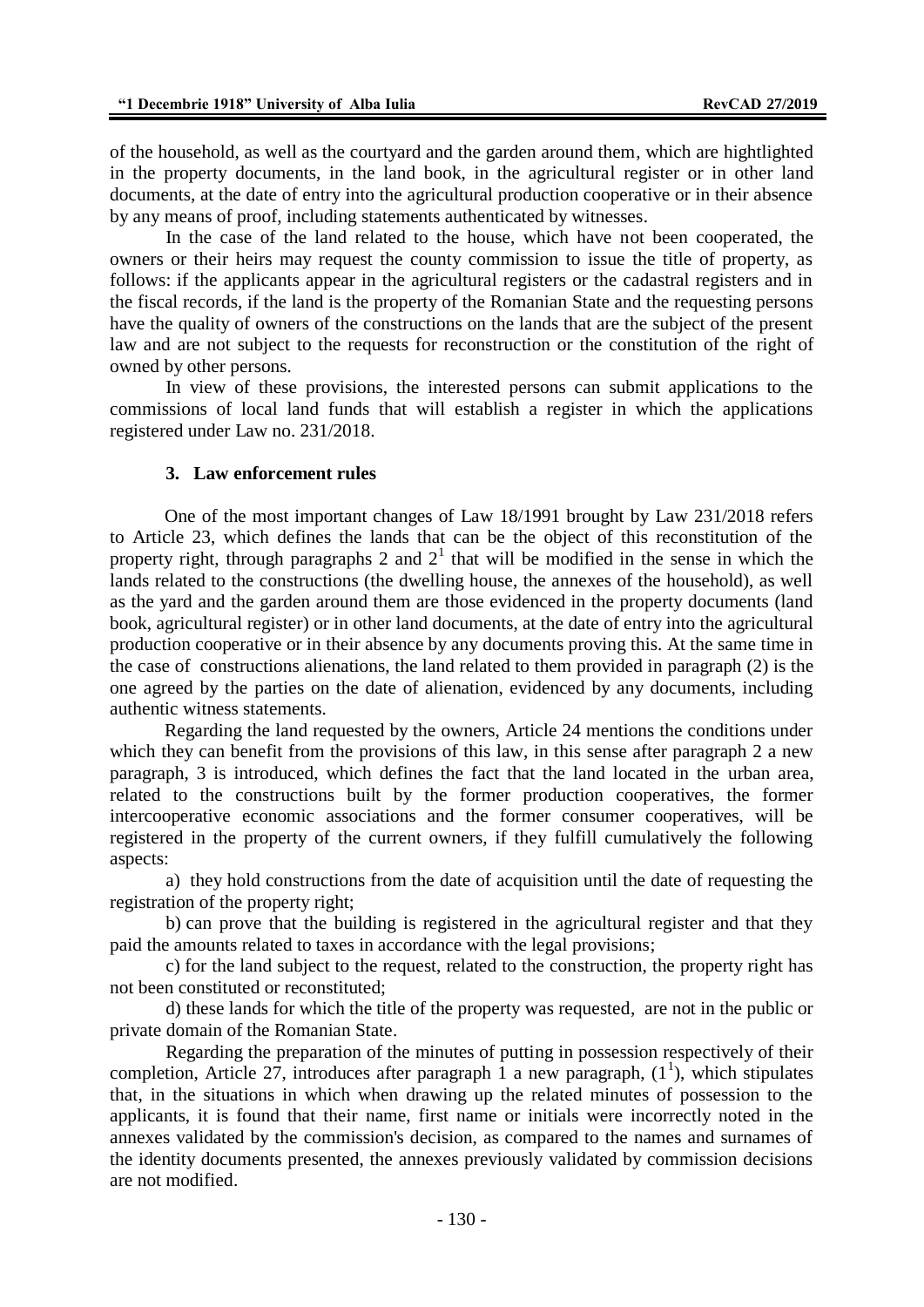of the household, as well as the courtyard and the garden around them, which are hightlighted in the property documents, in the land book, in the agricultural register or in other land documents, at the date of entry into the agricultural production cooperative or in their absence by any means of proof, including statements authenticated by witnesses.

In the case of the land related to the house, which have not been cooperated, the owners or their heirs may request the county commission to issue the title of property, as follows: if the applicants appear in the agricultural registers or the cadastral registers and in the fiscal records, if the land is the property of the Romanian State and the requesting persons have the quality of owners of the constructions on the lands that are the subject of the present law and are not subject to the requests for reconstruction or the constitution of the right of owned by other persons.

In view of these provisions, the interested persons can submit applications to the commissions of local land funds that will establish a register in which the applications registered under Law no. 231/2018.

### 3. Law enforcement rules

One of the most important changes of Law 18/1991 brought by Law 231/2018 refers to Article 23, which defines the lands that can be the object of this reconstitution of the property right, through paragraphs 2 and $2^1$ that will be modified in the sense in which the lands related to the constructions (the dwelling house, the annexes of the household), as well as the yard and the garden around them are those evidenced in the property documents (land book, agricultural register) or in other land documents, at the date of entry into the agricultural production cooperative or in their absence by any documents proving this. At the same time in the case of constructions alienations, the land related to them provided in paragraph (2) is the one agreed by the parties on the date of alienation, evidenced by any documents, including authentic witness statements.

Regarding the land requested by the owners, Article 24 mentions the conditions under which they can benefit from the provisions of this law, in this sense after paragraph 2 a new paragraph, 3 is introduced, which defines the fact that the land located in the urban area, related to the constructions built by the former production cooperatives, the former intercooperative economic associations and the former consumer cooperatives, will be registered in the property of the current owners, if they fulfill cumulatively the following aspects:

a) they hold constructions from the date of acquisition until the date of requesting the registration of the property right;

b) can prove that the building is registered in the agricultural register and that they paid the amounts related to taxes in accordance with the legal provisions;

c) for the land subject to the request, related to the construction, the property right has not been constituted or reconstituted;

d) these lands for which the title of the property was requested, are not in the public or private domain of the Romanian State.

Regarding the preparation of the minutes of putting in possession respectively of their completion, Article 27, introduces after paragraph 1 a new paragraph, $(1^1)$, which stipulates that, in the situations in which when drawing up the related minutes of possession to the applicants, it is found that their name, first name or initials were incorrectly noted in the annexes validated by the commission's decision, as compared to the names and surnames of the identity documents presented, the annexes previously validated by commission decisions are not modified.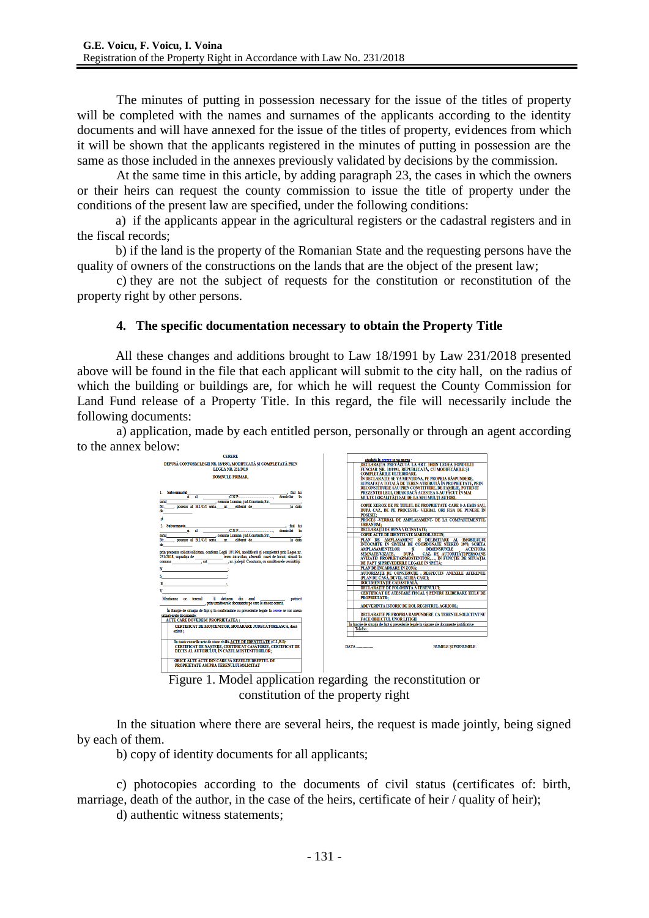The minutes of putting in possession necessary for the issue of the titles of property will be completed with the names and surnames of the applicants according to the identity documents and will have annexed for the issue of the titles of property, evidences from which it will be shown that the applicants registered in the minutes of putting in possession are the same as those included in the annexes previously validated by decisions by the commission.

At the same time in this article, by adding paragraph 23, the cases in which the owners or their heirs can request the county commission to issue the title of property under the conditions of the present law are specified, under the following conditions:

a) if the applicants appear in the agricultural registers or the cadastral registers and in the fiscal records;

b) if the land is the property of the Romanian State and the requesting persons have the quality of owners of the constructions on the lands that are the object of the present law;

c) they are not the subject of requests for the constitution or reconstitution of the property right by other persons.

## 4. The specific documentation necessary to obtain the Property Title

All these changes and additions brought to Law 18/1991 by Law 231/2018 presented above will be found in the file that each applicant will submit to the city hall, on the radius of which the building or buildings are, for which he will request the County Commission for Land Fund release of a Property Title. In this regard, the file will necessarily include the following documents:

a) application, made by each entitled person, personally or through an agent according to the annex below:

Figure 1. Model application regarding the reconstitution or constitution of the property right

In the situation where there are several heirs, the request is made jointly, being signed by each of them.

b) copy of identity documents for all applicants;

c) photocopies according to the documents of civil status (certificates of: birth, marriage, death of the author, in the case of the heirs, certificate of heir / quality of heir);

d) authentic witness statements;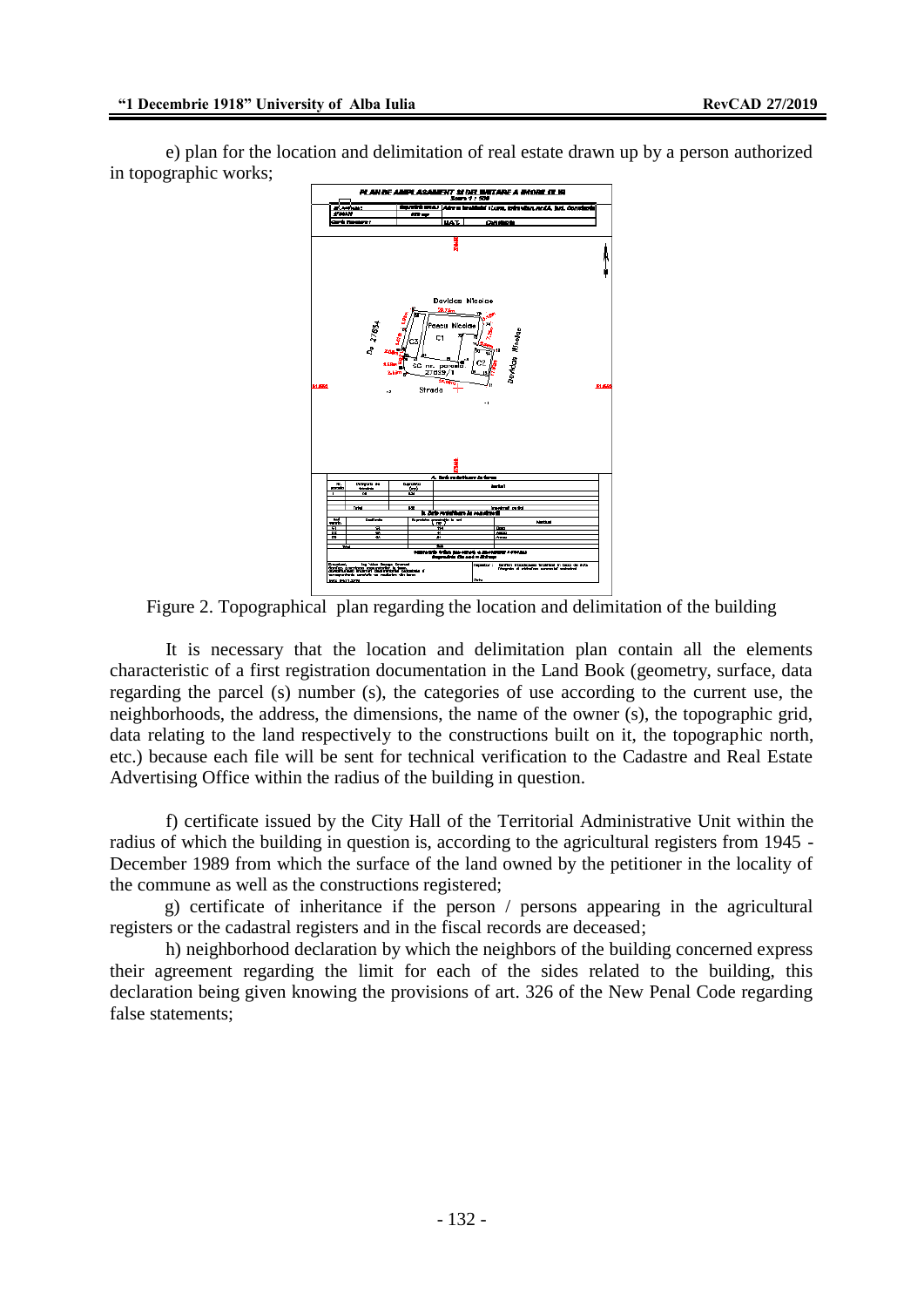e) plan for the location and delimitation of real estate drawn up by a person authorized in topographic works;

Figure 2. Topographical plan regarding the location and delimitation of the building

It is necessary that the location and delimitation plan contain all the elements characteristic of a first registration documentation in the Land Book (geometry, surface, data regarding the parcel (s) number (s), the categories of use according to the current use, the neighborhoods, the address, the dimensions, the name of the owner (s), the topographic grid, data relating to the land respectively to the constructions built on it, the topographic north, etc.) because each file will be sent for technical verification to the Cadastre and Real Estate Advertising Office within the radius of the building in question.

f) certificate issued by the City Hall of the Territorial Administrative Unit within the radius of which the building in question is, according to the agricultural registers from 1945 - December 1989 from which the surface of the land owned by the petitioner in the locality of the commune as well as the constructions registered;

g) certificate of inheritance if the person / persons appearing in the agricultural registers or the cadastral registers and in the fiscal records are deceased;

h) neighborhood declaration by which the neighbors of the building concerned express their agreement regarding the limit for each of the sides related to the building, this declaration being given knowing the provisions of art. 326 of the New Penal Code regarding false statements;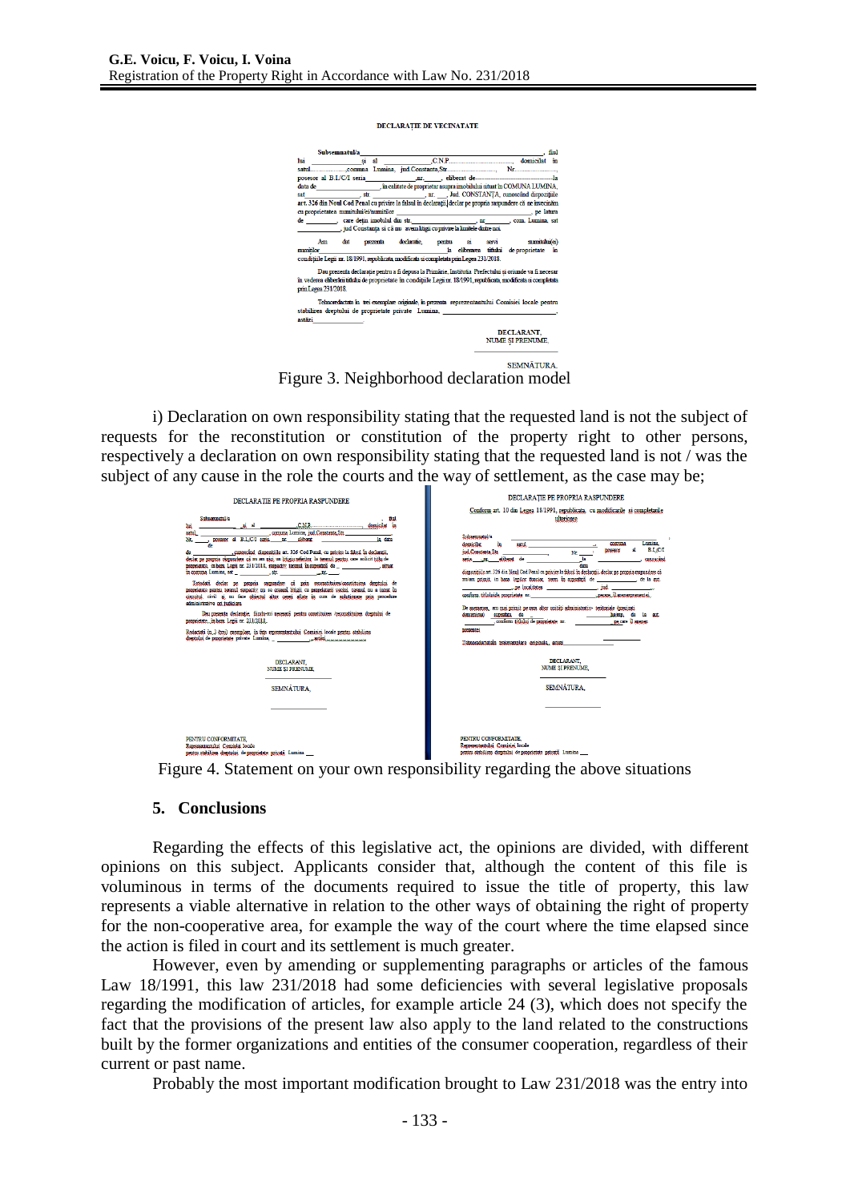DECLARAȚIE DE VECINATATE

Subsemnatul/a ______________________________, fiul lui ______________ și al ______________ C.N.P. ______________, domiciliat în satul ______________ comuna Lumina, jud.Constanța,Str. ______________ Nr. ______ posesor al B.I./C.I. seria ______ nr. ______, eliberat de ______________ la data de ______________, în calitate de proprietar asupra imobilului situat în COMUNA LUMINA, sat ______________, str. ______________, nr. ___, Jud. CONSTANȚA, cunoscând dispozițiile art. 326 din Noul Cod Penal cu privire la falsul în declarații, declar pe propria raspundere că ne învecinăm cu proprietatea numitului/ei/numiților ______________ pe latura de ______________, care dețin imobilul din str. ______________, nr ______, com. Lumina, sat ______________, jud Constanța și că nu avem litigii cu privire la limitele dintre noi.

Am dat prezenta declarație, pentru a servi numitului(ei) numiților ______________ la eliberarea titlului de proprietate în condițiile Legii nr. 18/1991, republicată, modificată și completată prin Legea 231/2018.

Dau prezenta declarație pentru a fi depusă la Primărie, Instituția Prefectului și oriunde va fi necesar în vederea eliberării titlului de proprietate în condițiile Legii nr. 18/1991, republicată, modificată și completată prin Legea 231/2018.

Tehnoredactată în trei exemplare originale, în prezența reprezentantului Comisiei locale pentru stabilirea dreptului de proprietate private Lumina, ______________, astăzi ______________.

DECLARANT,
NUME ȘI PRENUME,

SEMNĂTURA.

Figure 3. Neighborhood declaration model

i) Declaration on own responsibility stating that the requested land is not the subject of requests for the reconstitution or constitution of the property right to other persons, respectively a declaration on own responsibility stating that the requested land is not / was the subject of any cause in the role the courts and the way of settlement, as the case may be;

DECLARAȚIE PE PROPRIA RASPUNDERE

DECLARANT,
NUME ȘI PRENUME,

SEMNĂTURA,

PENTRU CONFORMITATE,
Reprezentantul Comisiei locale
pentru stabilirea dreptului de proprietate privată Lumina ___

DECLARAȚIE PE PROPRIA RASPUNDERE

Conform art. 10 din Legea 18/1991, republicată, cu modificările și completările ulterioare

DECLARANT,
NUME ȘI PRENUME,

SEMNĂTURA,

PENTRU CONFORMITATE,
Reprezentantul Comisiei locale
pentru stabilirea dreptului de proprietate privată Lumina ___

Figure 4. Statement on your own responsibility regarding the above situations

## 5. Conclusions

Regarding the effects of this legislative act, the opinions are divided, with different opinions on this subject. Applicants consider that, although the content of this file is voluminous in terms of the documents required to issue the title of property, this law represents a viable alternative in relation to the other ways of obtaining the right of property for the non-cooperative area, for example the way of the court where the time elapsed since the action is filed in court and its settlement is much greater.

However, even by amending or supplementing paragraphs or articles of the famous Law 18/1991, this law 231/2018 had some deficiencies with several legislative proposals regarding the modification of articles, for example article 24 (3), which does not specify the fact that the provisions of the present law also apply to the land related to the constructions built by the former organizations and entities of the consumer cooperation, regardless of their current or past name.

Probably the most important modification brought to Law 231/2018 was the entry into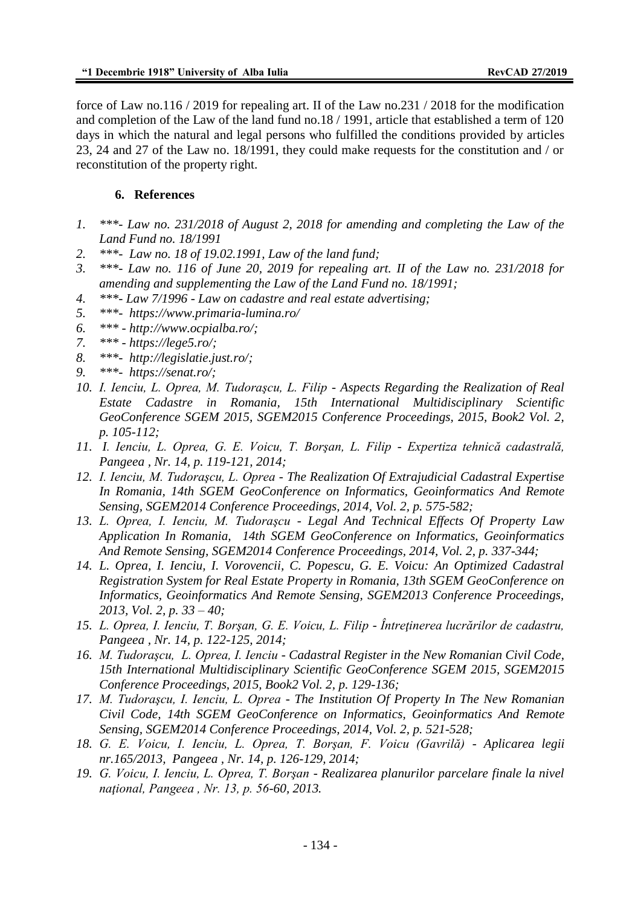force of Law no.116 / 2019 for repealing art. II of the Law no.231 / 2018 for the modification and completion of the Law of the land fund no.18 / 1991, article that established a term of 120 days in which the natural and legal persons who fulfilled the conditions provided by articles 23, 24 and 27 of the Law no. 18/1991, they could make requests for the constitution and / or reconstitution of the property right.

## 6. References

1. *\*\*\*- Law no. 231/2018 of August 2, 2018 for amending and completing the Law of the Land Fund no. 18/1991*
2. *\*\*\*- Law no. 18 of 19.02.1991, Law of the land fund;*
3. *\*\*\*- Law no. 116 of June 20, 2019 for repealing art. II of the Law no. 231/2018 for amending and supplementing the Law of the Land Fund no. 18/1991;*
4. *\*\*\*- Law 7/1996 - Law on cadastre and real estate advertising;*
5. *\*\*\*- https://www.primaria-lumina.ro/*
6. *\*\*\* - http://www.ocpialba.ro/;*
7. *\*\*\* - https://lege5.ro/;*
8. *\*\*\*- http://legislatie.just.ro/;*
9. *\*\*\*- https://senat.ro/;*
10. *I. Ienciu, L. Oprea, M. Tudoraşcu, L. Filip - Aspects Regarding the Realization of Real Estate Cadastre in Romania, 15th International Multidisciplinary Scientific GeoConference SGEM 2015, SGEM2015 Conference Proceedings, 2015, Book2 Vol. 2, p. 105-112;*
11. *I. Ienciu, L. Oprea, G. E. Voicu, T. Borşan, L. Filip - Expertiza tehnică cadastrală, Pangeea , Nr. 14, p. 119-121, 2014;*
12. *I. Ienciu, M. Tudoraşcu, L. Oprea - The Realization Of Extrajudicial Cadastral Expertise In Romania, 14th SGEM GeoConference on Informatics, Geoinformatics And Remote Sensing, SGEM2014 Conference Proceedings, 2014, Vol. 2, p. 575-582;*
13. *L. Oprea, I. Ienciu, M. Tudoraşcu - Legal And Technical Effects Of Property Law Application In Romania, 14th SGEM GeoConference on Informatics, Geoinformatics And Remote Sensing, SGEM2014 Conference Proceedings, 2014, Vol. 2, p. 337-344;*
14. *L. Oprea, I. Ienciu, I. Vorovencii, C. Popescu, G. E. Voicu: An Optimized Cadastral Registration System for Real Estate Property in Romania, 13th SGEM GeoConference on Informatics, Geoinformatics And Remote Sensing, SGEM2013 Conference Proceedings, 2013, Vol. 2, p. 33 – 40;*
15. *L. Oprea, I. Ienciu, T. Borşan, G. E. Voicu, L. Filip - Întreţinerea lucrărilor de cadastru, Pangeea , Nr. 14, p. 122-125, 2014;*
16. *M. Tudoraşcu, L. Oprea, I. Ienciu - Cadastral Register in the New Romanian Civil Code, 15th International Multidisciplinary Scientific GeoConference SGEM 2015, SGEM2015 Conference Proceedings, 2015, Book2 Vol. 2, p. 129-136;*
17. *M. Tudoraşcu, I. Ienciu, L. Oprea - The Institution Of Property In The New Romanian Civil Code, 14th SGEM GeoConference on Informatics, Geoinformatics And Remote Sensing, SGEM2014 Conference Proceedings, 2014, Vol. 2, p. 521-528;*
18. *G. E. Voicu, I. Ienciu, L. Oprea, T. Borşan, F. Voicu (Gavrilă) - Aplicarea legii nr.165/2013, Pangeea , Nr. 14, p. 126-129, 2014;*
19. *G. Voicu, I. Ienciu, L. Oprea, T. Borşan - Realizarea planurilor parcelare finale la nivel naţional, Pangeea , Nr. 13, p. 56-60, 2013.*